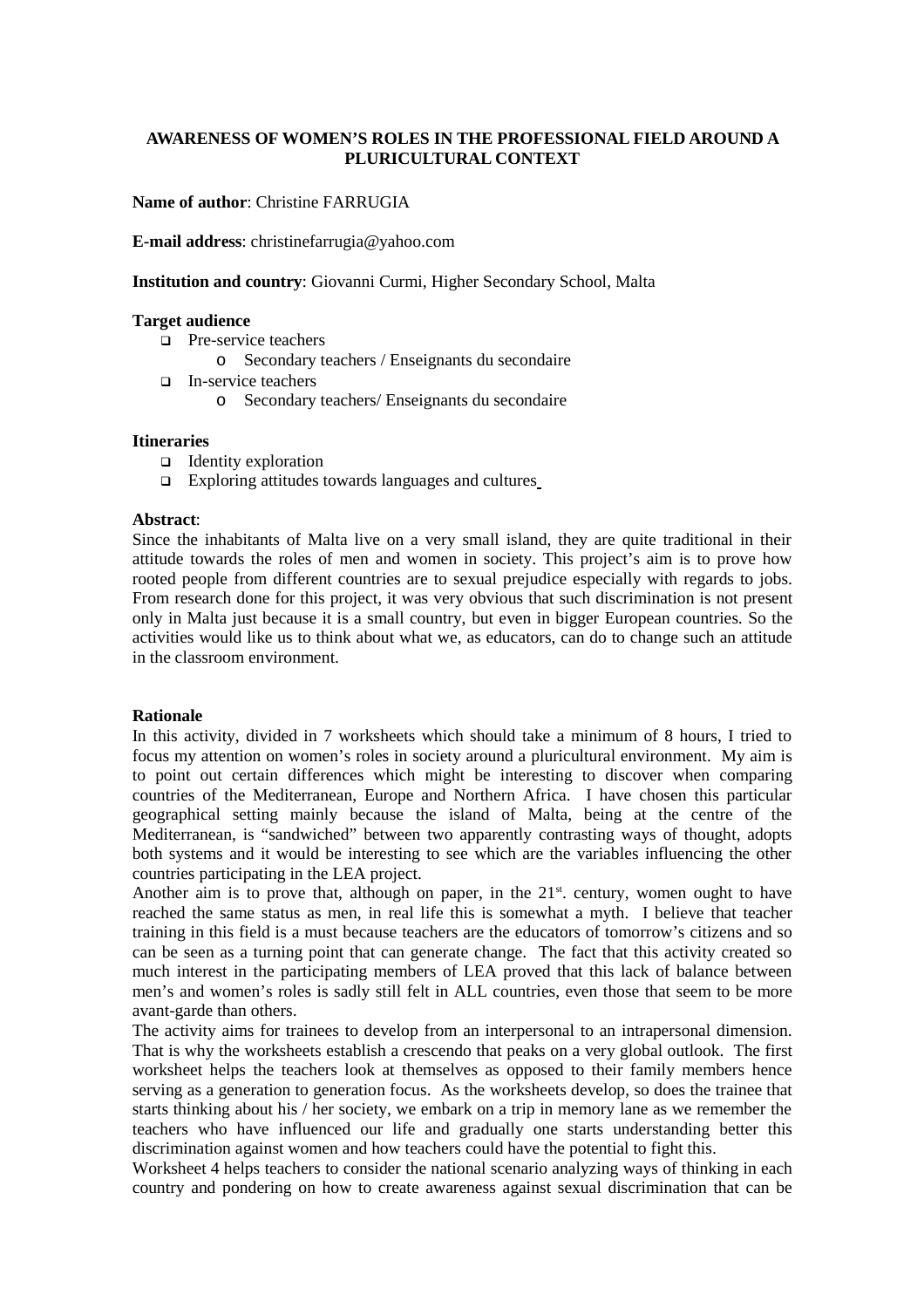**AWARENESS OF WOMEN'S ROLES IN THE PROFESSIONAL FIELD AROUND A PLURICULTURAL CONTEXT**

**Name of author**: Christine FARRUGIA

**E-mail address**: christinefarrugia@yahoo.com

**Institution and country**: Giovanni Curmi, Higher Secondary School, Malta

**Target audience**

- Pre-service teachers
  - Secondary teachers / Enseignants du secondaire
- In-service teachers
  - Secondary teachers/ Enseignants du secondaire

**Itineraries**

- Identity exploration
- Exploring attitudes towards languages and cultures

**Abstract**:

Since the inhabitants of Malta live on a very small island, they are quite traditional in their attitude towards the roles of men and women in society. This project's aim is to prove how rooted people from different countries are to sexual prejudice especially with regards to jobs. From research done for this project, it was very obvious that such discrimination is not present only in Malta just because it is a small country, but even in bigger European countries. So the activities would like us to think about what we, as educators, can do to change such an attitude in the classroom environment.

**Rationale**

In this activity, divided in 7 worksheets which should take a minimum of 8 hours, I tried to focus my attention on women's roles in society around a pluricultural environment. My aim is to point out certain differences which might be interesting to discover when comparing countries of the Mediterranean, Europe and Northern Africa. I have chosen this particular geographical setting mainly because the island of Malta, being at the centre of the Mediterranean, is "sandwiched" between two apparently contrasting ways of thought, adopts both systems and it would be interesting to see which are the variables influencing the other countries participating in the LEA project.

Another aim is to prove that, although on paper, in the 21st. century, women ought to have reached the same status as men, in real life this is somewhat a myth. I believe that teacher training in this field is a must because teachers are the educators of tomorrow's citizens and so can be seen as a turning point that can generate change. The fact that this activity created so much interest in the participating members of LEA proved that this lack of balance between men's and women's roles is sadly still felt in ALL countries, even those that seem to be more avant-garde than others.

The activity aims for trainees to develop from an interpersonal to an intrapersonal dimension. That is why the worksheets establish a crescendo that peaks on a very global outlook. The first worksheet helps the teachers look at themselves as opposed to their family members hence serving as a generation to generation focus. As the worksheets develop, so does the trainee that starts thinking about his / her society, we embark on a trip in memory lane as we remember the teachers who have influenced our life and gradually one starts understanding better this discrimination against women and how teachers could have the potential to fight this.

Worksheet 4 helps teachers to consider the national scenario analyzing ways of thinking in each country and pondering on how to create awareness against sexual discrimination that can be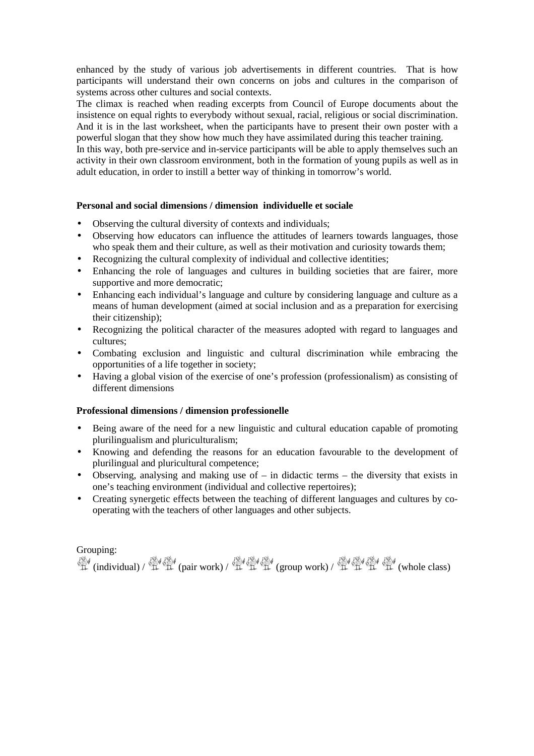enhanced by the study of various job advertisements in different countries. That is how participants will understand their own concerns on jobs and cultures in the comparison of systems across other cultures and social contexts.

The climax is reached when reading excerpts from Council of Europe documents about the insistence on equal rights to everybody without sexual, racial, religious or social discrimination. And it is in the last worksheet, when the participants have to present their own poster with a powerful slogan that they show how much they have assimilated during this teacher training.

In this way, both pre-service and in-service participants will be able to apply themselves such an activity in their own classroom environment, both in the formation of young pupils as well as in adult education, in order to instill a better way of thinking in tomorrow's world.

**Personal and social dimensions / dimension individuelle et sociale**

- Observing the cultural diversity of contexts and individuals;
- Observing how educators can influence the attitudes of learners towards languages, those who speak them and their culture, as well as their motivation and curiosity towards them;
- Recognizing the cultural complexity of individual and collective identities;
- Enhancing the role of languages and cultures in building societies that are fairer, more supportive and more democratic;
- Enhancing each individual's language and culture by considering language and culture as a means of human development (aimed at social inclusion and as a preparation for exercising their citizenship);
- Recognizing the political character of the measures adopted with regard to languages and cultures;
- Combating exclusion and linguistic and cultural discrimination while embracing the opportunities of a life together in society;
- Having a global vision of the exercise of one's profession (professionalism) as consisting of different dimensions

**Professional dimensions / dimension professionelle**

- Being aware of the need for a new linguistic and cultural education capable of promoting plurilingualism and pluriculturalism;
- Knowing and defending the reasons for an education favourable to the development of plurilingual and pluricultural competence;
- Observing, analysing and making use of – in didactic terms – the diversity that exists in one's teaching environment (individual and collective repertoires);
- Creating synergetic effects between the teaching of different languages and cultures by co-operating with the teachers of other languages and other subjects.

Grouping:
(individual) / (pair work) / (group work) / (whole class)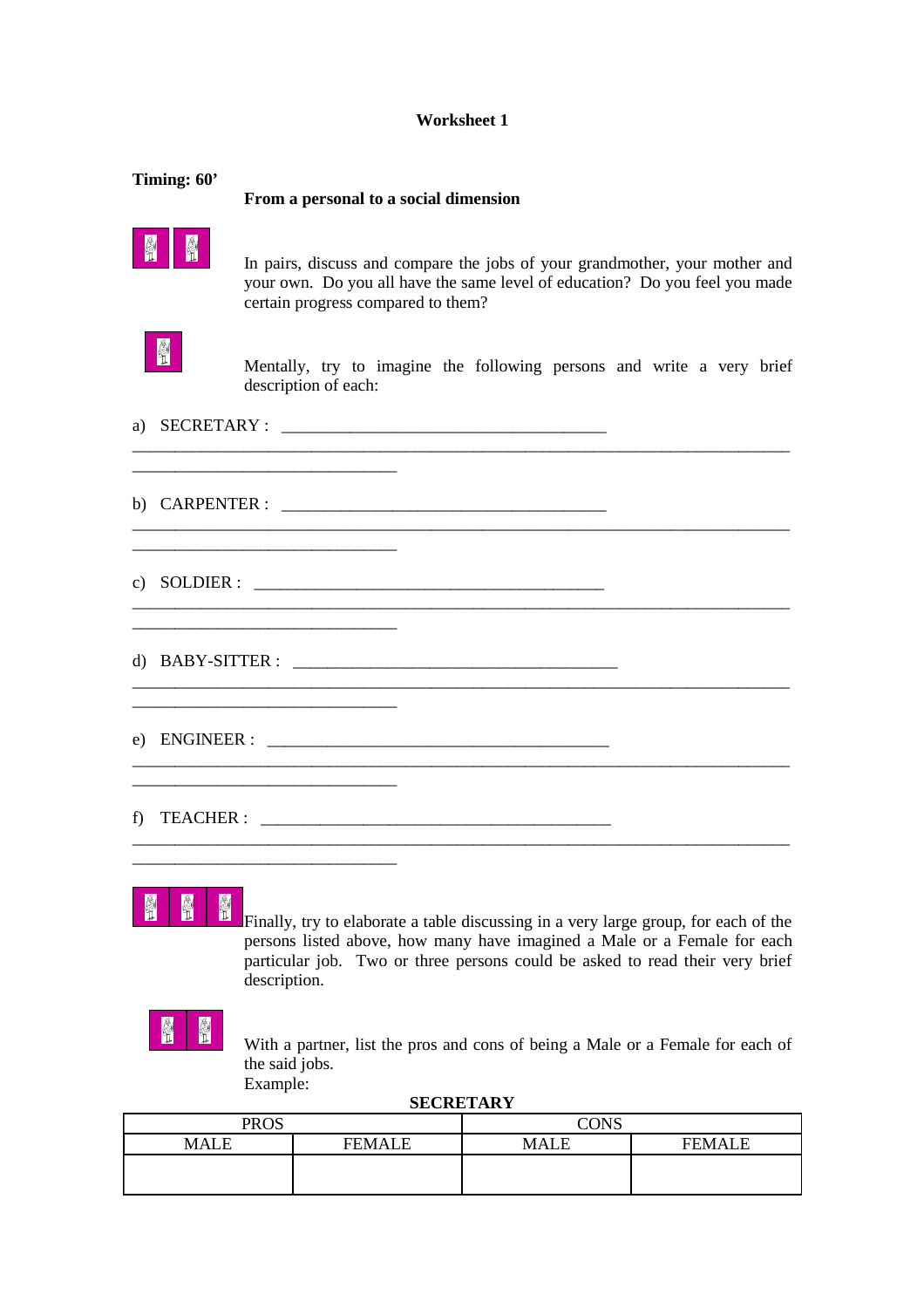**Worksheet 1**

**Timing: 60'**

**From a personal to a social dimension**

In pairs, discuss and compare the jobs of your grandmother, your mother and your own. Do you all have the same level of education? Do you feel you made certain progress compared to them?

Mentally, try to imagine the following persons and write a very brief description of each:

a) SECRETARY : ____________________________________

______________________________________________________________________________

______________________________

b) CARPENTER : ____________________________________

______________________________________________________________________________

______________________________

c) SOLDIER : ______________________________________

______________________________________________________________________________

______________________________

d) BABY-SITTER : __________________________________

______________________________________________________________________________

______________________________

e) ENGINEER : ____________________________________

______________________________________________________________________________

______________________________

f) TEACHER : ______________________________________

______________________________________________________________________________

______________________________

Finally, try to elaborate a table discussing in a very large group, for each of the persons listed above, how many have imagined a Male or a Female for each particular job. Two or three persons could be asked to read their very brief description.

With a partner, list the pros and cons of being a Male or a Female for each of the said jobs.
Example:

**SECRETARY**

| PROS | | CONS | |
|---|---|---|---|
| MALE | FEMALE | MALE | FEMALE |
| | | | |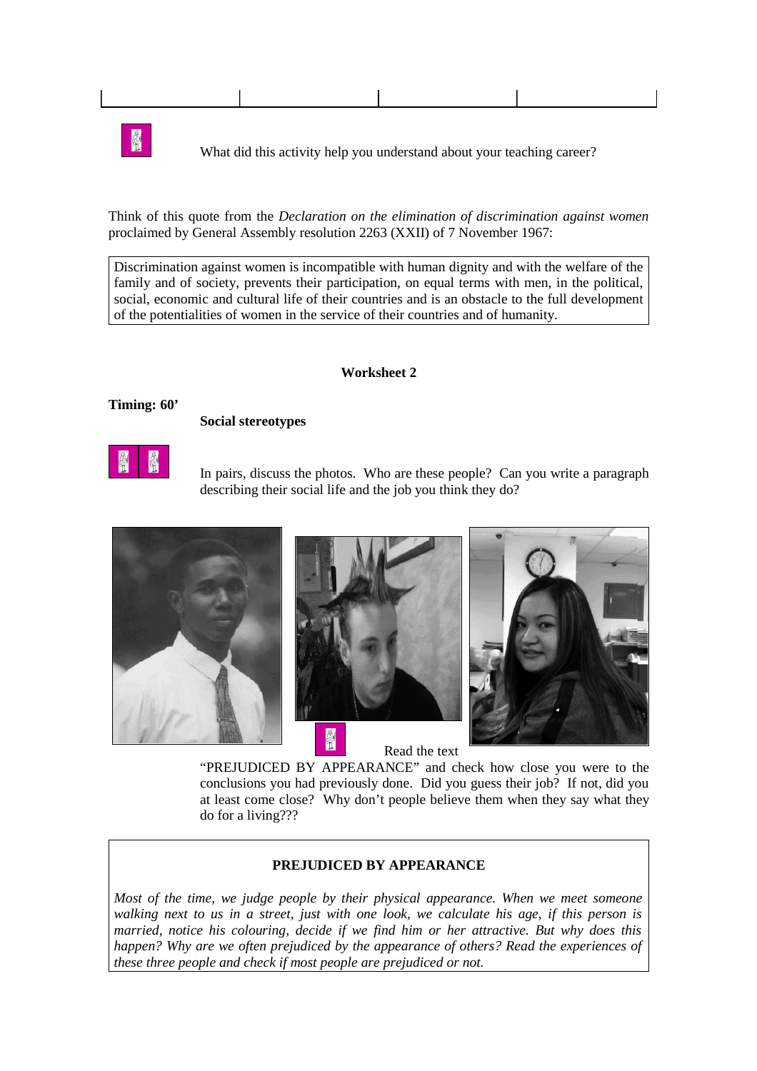| | | | |
|---|---|---|---|

What did this activity help you understand about your teaching career?

Think of this quote from the *Declaration on the elimination of discrimination against women* proclaimed by General Assembly resolution 2263 (XXII) of 7 November 1967:

> Discrimination against women is incompatible with human dignity and with the welfare of the family and of society, prevents their participation, on equal terms with men, in the political, social, economic and cultural life of their countries and is an obstacle to the full development of the potentialities of women in the service of their countries and of humanity.

**Worksheet 2**

**Timing: 60'**

**Social stereotypes**

In pairs, discuss the photos. Who are these people? Can you write a paragraph describing their social life and the job you think they do?

Read the text "PREJUDICED BY APPEARANCE" and check how close you were to the conclusions you had previously done. Did you guess their job? If not, did you at least come close? Why don't people believe them when they say what they do for a living???

**PREJUDICED BY APPEARANCE**

*Most of the time, we judge people by their physical appearance. When we meet someone walking next to us in a street, just with one look, we calculate his age, if this person is married, notice his colouring, decide if we find him or her attractive. But why does this happen? Why are we often prejudiced by the appearance of others? Read the experiences of these three people and check if most people are prejudiced or not.*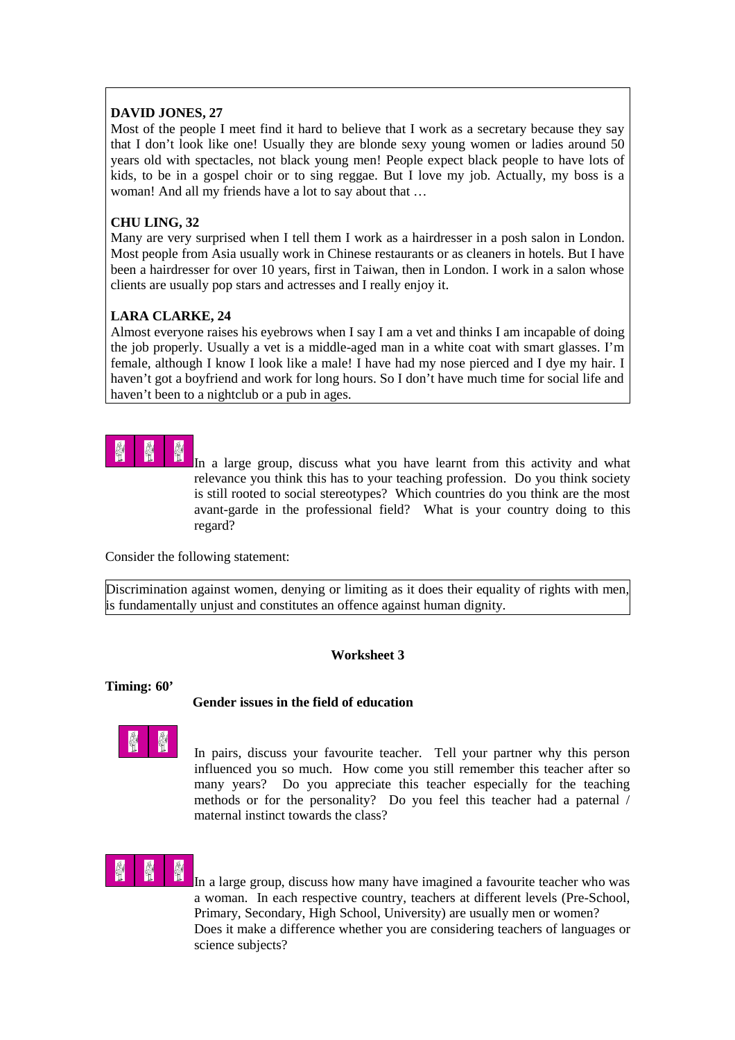**DAVID JONES, 27**
Most of the people I meet find it hard to believe that I work as a secretary because they say that I don't look like one! Usually they are blonde sexy young women or ladies around 50 years old with spectacles, not black young men! People expect black people to have lots of kids, to be in a gospel choir or to sing reggae. But I love my job. Actually, my boss is a woman! And all my friends have a lot to say about that …

**CHU LING, 32**
Many are very surprised when I tell them I work as a hairdresser in a posh salon in London. Most people from Asia usually work in Chinese restaurants or as cleaners in hotels. But I have been a hairdresser for over 10 years, first in Taiwan, then in London. I work in a salon whose clients are usually pop stars and actresses and I really enjoy it.

**LARA CLARKE, 24**
Almost everyone raises his eyebrows when I say I am a vet and thinks I am incapable of doing the job properly. Usually a vet is a middle-aged man in a white coat with smart glasses. I'm female, although I know I look like a male! I have had my nose pierced and I dye my hair. I haven't got a boyfriend and work for long hours. So I don't have much time for social life and haven't been to a nightclub or a pub in ages.

In a large group, discuss what you have learnt from this activity and what relevance you think this has to your teaching profession. Do you think society is still rooted to social stereotypes? Which countries do you think are the most avant-garde in the professional field? What is your country doing to this regard?

Consider the following statement:

Discrimination against women, denying or limiting as it does their equality of rights with men, is fundamentally unjust and constitutes an offence against human dignity.

## Worksheet 3

**Timing: 60'**

### Gender issues in the field of education

In pairs, discuss your favourite teacher. Tell your partner why this person influenced you so much. How come you still remember this teacher after so many years? Do you appreciate this teacher especially for the teaching methods or for the personality? Do you feel this teacher had a paternal / maternal instinct towards the class?

In a large group, discuss how many have imagined a favourite teacher who was a woman. In each respective country, teachers at different levels (Pre-School, Primary, Secondary, High School, University) are usually men or women? Does it make a difference whether you are considering teachers of languages or science subjects?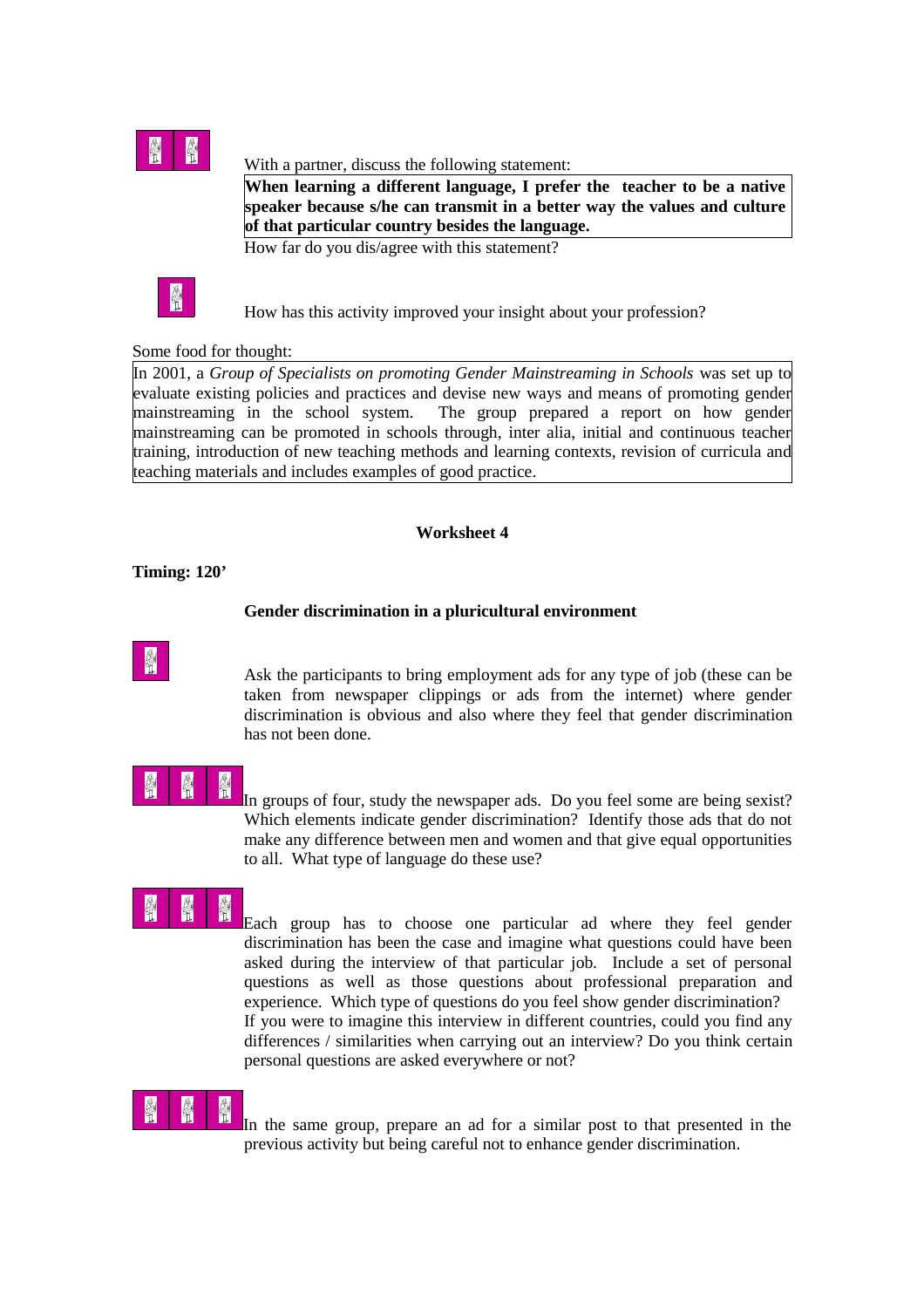With a partner, discuss the following statement:

**When learning a different language, I prefer the teacher to be a native speaker because s/he can transmit in a better way the values and culture of that particular country besides the language.**

How far do you dis/agree with this statement?

How has this activity improved your insight about your profession?

Some food for thought:

In 2001, a *Group of Specialists on promoting Gender Mainstreaming in Schools* was set up to evaluate existing policies and practices and devise new ways and means of promoting gender mainstreaming in the school system. The group prepared a report on how gender mainstreaming can be promoted in schools through, inter alia, initial and continuous teacher training, introduction of new teaching methods and learning contexts, revision of curricula and teaching materials and includes examples of good practice.

## Worksheet 4

**Timing: 120'**

### Gender discrimination in a pluricultural environment

Ask the participants to bring employment ads for any type of job (these can be taken from newspaper clippings or ads from the internet) where gender discrimination is obvious and also where they feel that gender discrimination has not been done.

In groups of four, study the newspaper ads. Do you feel some are being sexist? Which elements indicate gender discrimination? Identify those ads that do not make any difference between men and women and that give equal opportunities to all. What type of language do these use?

Each group has to choose one particular ad where they feel gender discrimination has been the case and imagine what questions could have been asked during the interview of that particular job. Include a set of personal questions as well as those questions about professional preparation and experience. Which type of questions do you feel show gender discrimination?
If you were to imagine this interview in different countries, could you find any differences / similarities when carrying out an interview? Do you think certain personal questions are asked everywhere or not?

In the same group, prepare an ad for a similar post to that presented in the previous activity but being careful not to enhance gender discrimination.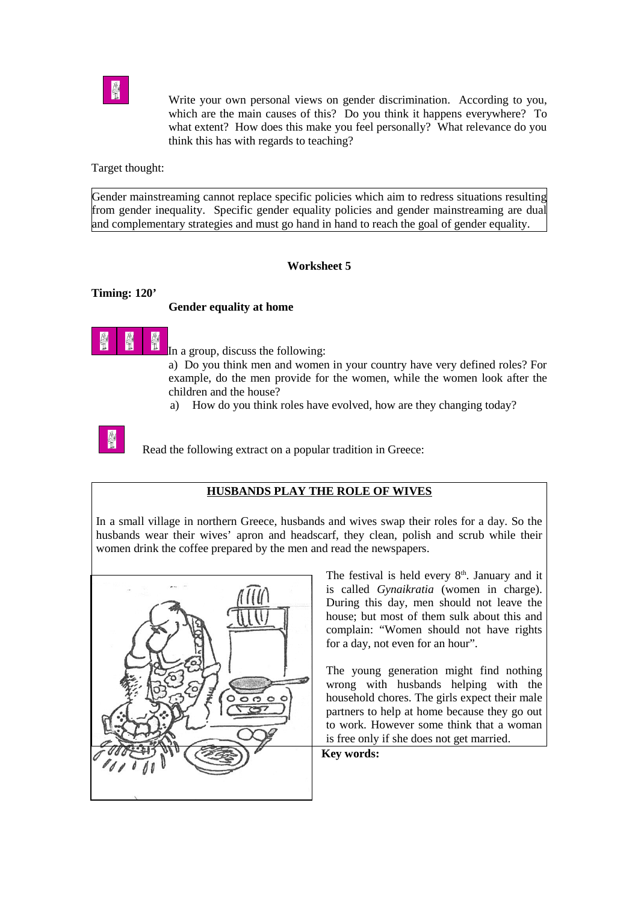Write your own personal views on gender discrimination. According to you, which are the main causes of this? Do you think it happens everywhere? To what extent? How does this make you feel personally? What relevance do you think this has with regards to teaching?

Target thought:

Gender mainstreaming cannot replace specific policies which aim to redress situations resulting from gender inequality. Specific gender equality policies and gender mainstreaming are dual and complementary strategies and must go hand in hand to reach the goal of gender equality.

## Worksheet 5

**Timing: 120'**

**Gender equality at home**

In a group, discuss the following:

a) Do you think men and women in your country have very defined roles? For example, do the men provide for the women, while the women look after the children and the house?

a) How do you think roles have evolved, how are they changing today?

Read the following extract on a popular tradition in Greece:

**HUSBANDS PLAY THE ROLE OF WIVES**

In a small village in northern Greece, husbands and wives swap their roles for a day. So the husbands wear their wives' apron and headscarf, they clean, polish and scrub while their women drink the coffee prepared by the men and read the newspapers.

The festival is held every 8th. January and it is called *Gynaikratia* (women in charge). During this day, men should not leave the house; but most of them sulk about this and complain: "Women should not have rights for a day, not even for an hour".

The young generation might find nothing wrong with husbands helping with the household chores. The girls expect their male partners to help at home because they go out to work. However some think that a woman is free only if she does not get married.

**Key words:**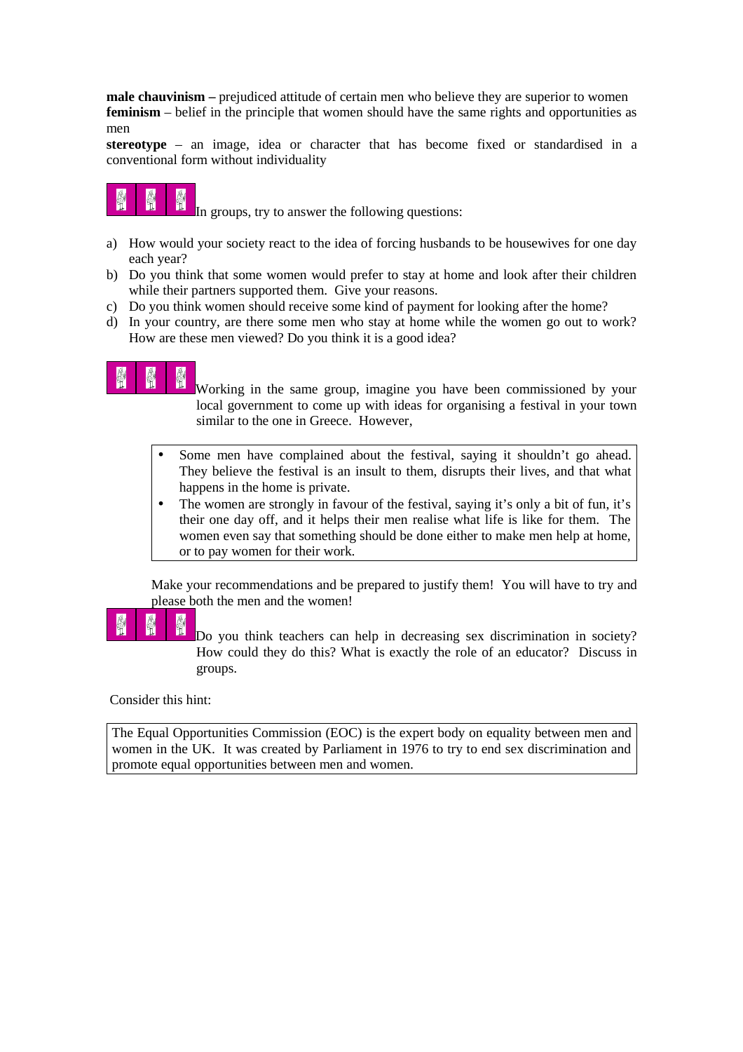**male chauvinism –** prejudiced attitude of certain men who believe they are superior to women
**feminism** – belief in the principle that women should have the same rights and opportunities as men
**stereotype** – an image, idea or character that has become fixed or standardised in a conventional form without individuality

In groups, try to answer the following questions:

a) How would your society react to the idea of forcing husbands to be housewives for one day each year?
b) Do you think that some women would prefer to stay at home and look after their children while their partners supported them. Give your reasons.
c) Do you think women should receive some kind of payment for looking after the home?
d) In your country, are there some men who stay at home while the women go out to work? How are these men viewed? Do you think it is a good idea?

Working in the same group, imagine you have been commissioned by your local government to come up with ideas for organising a festival in your town similar to the one in Greece. However,

- Some men have complained about the festival, saying it shouldn't go ahead. They believe the festival is an insult to them, disrupts their lives, and that what happens in the home is private.
- The women are strongly in favour of the festival, saying it's only a bit of fun, it's their one day off, and it helps their men realise what life is like for them. The women even say that something should be done either to make men help at home, or to pay women for their work.

Make your recommendations and be prepared to justify them! You will have to try and please both the men and the women!

Do you think teachers can help in decreasing sex discrimination in society? How could they do this? What is exactly the role of an educator? Discuss in groups.

Consider this hint:

> The Equal Opportunities Commission (EOC) is the expert body on equality between men and women in the UK. It was created by Parliament in 1976 to try to end sex discrimination and promote equal opportunities between men and women.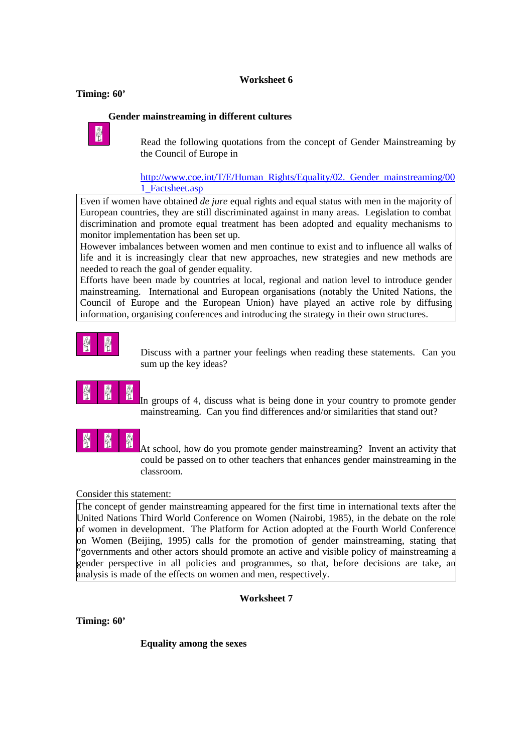**Worksheet 6**

**Timing: 60'**

**Gender mainstreaming in different cultures**

Read the following quotations from the concept of Gender Mainstreaming by the Council of Europe in

http://www.coe.int/T/E/Human_Rights/Equality/02._Gender_mainstreaming/001_Factsheet.asp

> Even if women have obtained *de jure* equal rights and equal status with men in the majority of European countries, they are still discriminated against in many areas. Legislation to combat discrimination and promote equal treatment has been adopted and equality mechanisms to monitor implementation has been set up.
> However imbalances between women and men continue to exist and to influence all walks of life and it is increasingly clear that new approaches, new strategies and new methods are needed to reach the goal of gender equality.
> Efforts have been made by countries at local, regional and nation level to introduce gender mainstreaming. International and European organisations (notably the United Nations, the Council of Europe and the European Union) have played an active role by diffusing information, organising conferences and introducing the strategy in their own structures.

Discuss with a partner your feelings when reading these statements. Can you sum up the key ideas?

In groups of 4, discuss what is being done in your country to promote gender mainstreaming. Can you find differences and/or similarities that stand out?

At school, how do you promote gender mainstreaming? Invent an activity that could be passed on to other teachers that enhances gender mainstreaming in the classroom.

Consider this statement:

> The concept of gender mainstreaming appeared for the first time in international texts after the United Nations Third World Conference on Women (Nairobi, 1985), in the debate on the role of women in development. The Platform for Action adopted at the Fourth World Conference on Women (Beijing, 1995) calls for the promotion of gender mainstreaming, stating that "governments and other actors should promote an active and visible policy of mainstreaming a gender perspective in all policies and programmes, so that, before decisions are take, an analysis is made of the effects on women and men, respectively.

**Worksheet 7**

**Timing: 60'**

**Equality among the sexes**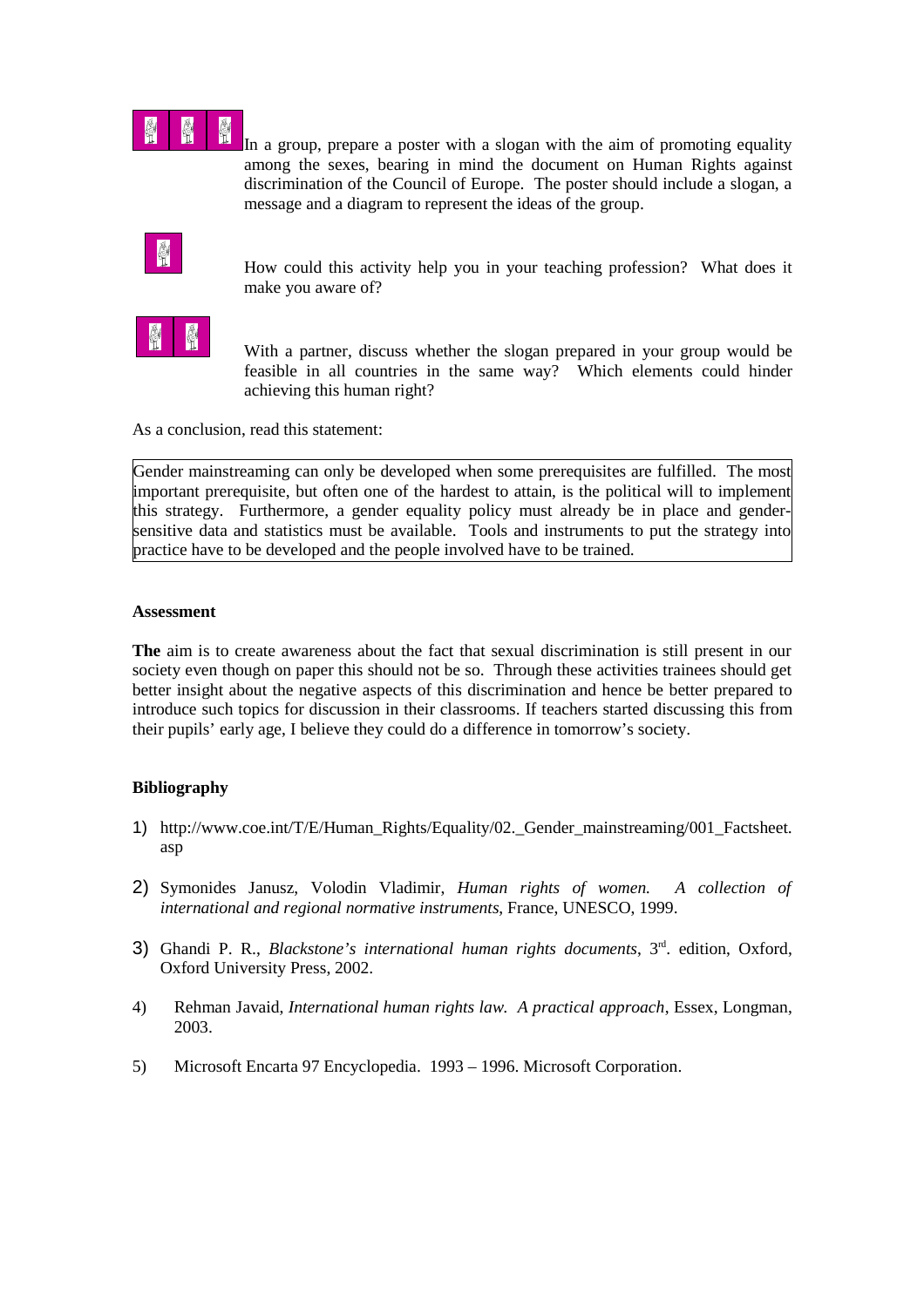In a group, prepare a poster with a slogan with the aim of promoting equality among the sexes, bearing in mind the document on Human Rights against discrimination of the Council of Europe. The poster should include a slogan, a message and a diagram to represent the ideas of the group.

How could this activity help you in your teaching profession? What does it make you aware of?

With a partner, discuss whether the slogan prepared in your group would be feasible in all countries in the same way? Which elements could hinder achieving this human right?

As a conclusion, read this statement:

> Gender mainstreaming can only be developed when some prerequisites are fulfilled. The most important prerequisite, but often one of the hardest to attain, is the political will to implement this strategy. Furthermore, a gender equality policy must already be in place and gender-sensitive data and statistics must be available. Tools and instruments to put the strategy into practice have to be developed and the people involved have to be trained.

**Assessment**

**The** aim is to create awareness about the fact that sexual discrimination is still present in our society even though on paper this should not be so. Through these activities trainees should get better insight about the negative aspects of this discrimination and hence be better prepared to introduce such topics for discussion in their classrooms. If teachers started discussing this from their pupils' early age, I believe they could do a difference in tomorrow's society.

**Bibliography**

1) http://www.coe.int/T/E/Human_Rights/Equality/02._Gender_mainstreaming/001_Factsheet.asp

2) Symonides Janusz, Volodin Vladimir, *Human rights of women. A collection of international and regional normative instruments*, France, UNESCO, 1999.

3) Ghandi P. R., *Blackstone's international human rights documents*, 3rd. edition, Oxford, Oxford University Press, 2002.

4) Rehman Javaid, *International human rights law. A practical approach*, Essex, Longman, 2003.

5) Microsoft Encarta 97 Encyclopedia. 1993 – 1996. Microsoft Corporation.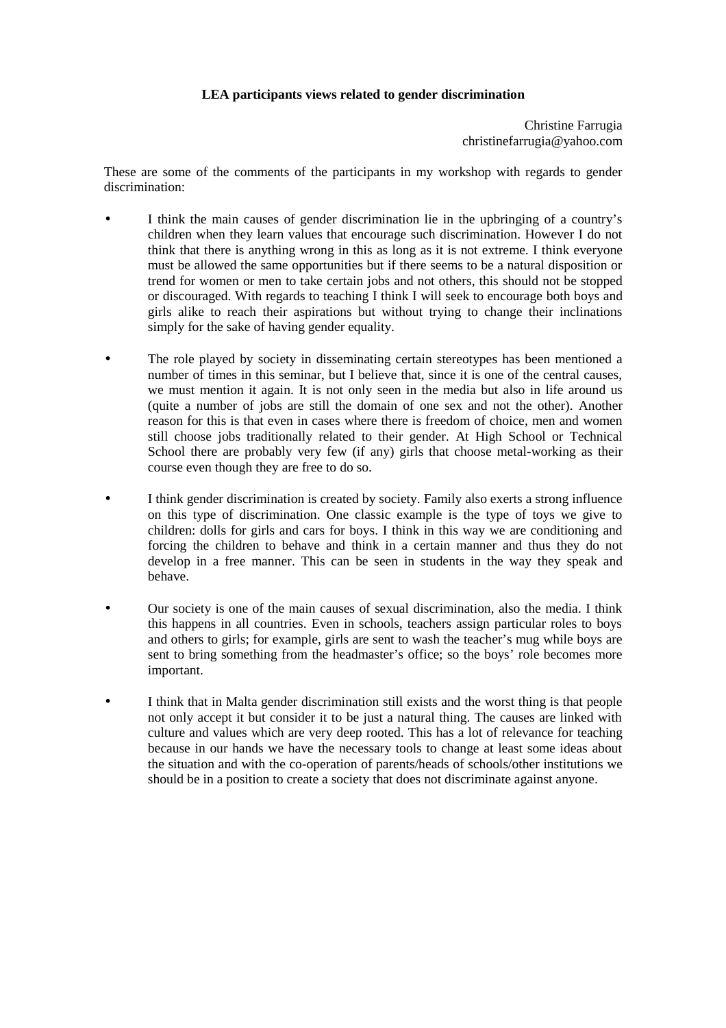**LEA participants views related to gender discrimination**

Christine Farrugia
christinefarrugia@yahoo.com

These are some of the comments of the participants in my workshop with regards to gender discrimination:

- I think the main causes of gender discrimination lie in the upbringing of a country's children when they learn values that encourage such discrimination. However I do not think that there is anything wrong in this as long as it is not extreme. I think everyone must be allowed the same opportunities but if there seems to be a natural disposition or trend for women or men to take certain jobs and not others, this should not be stopped or discouraged. With regards to teaching I think I will seek to encourage both boys and girls alike to reach their aspirations but without trying to change their inclinations simply for the sake of having gender equality.

- The role played by society in disseminating certain stereotypes has been mentioned a number of times in this seminar, but I believe that, since it is one of the central causes, we must mention it again. It is not only seen in the media but also in life around us (quite a number of jobs are still the domain of one sex and not the other). Another reason for this is that even in cases where there is freedom of choice, men and women still choose jobs traditionally related to their gender. At High School or Technical School there are probably very few (if any) girls that choose metal-working as their course even though they are free to do so.

- I think gender discrimination is created by society. Family also exerts a strong influence on this type of discrimination. One classic example is the type of toys we give to children: dolls for girls and cars for boys. I think in this way we are conditioning and forcing the children to behave and think in a certain manner and thus they do not develop in a free manner. This can be seen in students in the way they speak and behave.

- Our society is one of the main causes of sexual discrimination, also the media. I think this happens in all countries. Even in schools, teachers assign particular roles to boys and others to girls; for example, girls are sent to wash the teacher's mug while boys are sent to bring something from the headmaster's office; so the boys' role becomes more important.

- I think that in Malta gender discrimination still exists and the worst thing is that people not only accept it but consider it to be just a natural thing. The causes are linked with culture and values which are very deep rooted. This has a lot of relevance for teaching because in our hands we have the necessary tools to change at least some ideas about the situation and with the co-operation of parents/heads of schools/other institutions we should be in a position to create a society that does not discriminate against anyone.